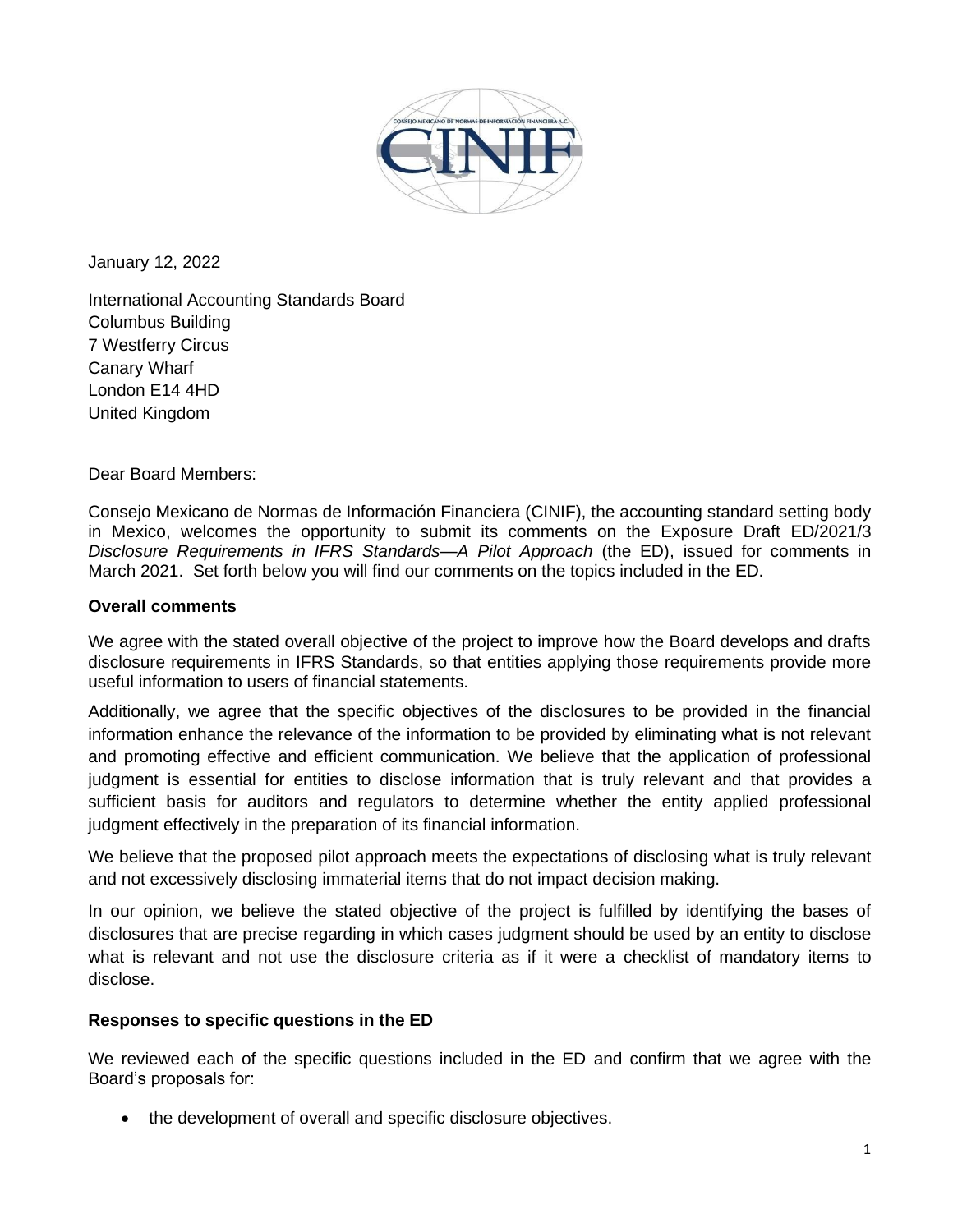January 12, 2022

International Accounting Standards Board
Columbus Building
7 Westferry Circus
Canary Wharf
London E14 4HD
United Kingdom

Dear Board Members:

Consejo Mexicano de Normas de Información Financiera (CINIF), the accounting standard setting body in Mexico, welcomes the opportunity to submit its comments on the Exposure Draft ED/2021/3 *Disclosure Requirements in IFRS Standards—A Pilot Approach* (the ED), issued for comments in March 2021. Set forth below you will find our comments on the topics included in the ED.

**Overall comments**

We agree with the stated overall objective of the project to improve how the Board develops and drafts disclosure requirements in IFRS Standards, so that entities applying those requirements provide more useful information to users of financial statements.

Additionally, we agree that the specific objectives of the disclosures to be provided in the financial information enhance the relevance of the information to be provided by eliminating what is not relevant and promoting effective and efficient communication. We believe that the application of professional judgment is essential for entities to disclose information that is truly relevant and that provides a sufficient basis for auditors and regulators to determine whether the entity applied professional judgment effectively in the preparation of its financial information.

We believe that the proposed pilot approach meets the expectations of disclosing what is truly relevant and not excessively disclosing immaterial items that do not impact decision making.

In our opinion, we believe the stated objective of the project is fulfilled by identifying the bases of disclosures that are precise regarding in which cases judgment should be used by an entity to disclose what is relevant and not use the disclosure criteria as if it were a checklist of mandatory items to disclose.

**Responses to specific questions in the ED**

We reviewed each of the specific questions included in the ED and confirm that we agree with the Board's proposals for:

- the development of overall and specific disclosure objectives.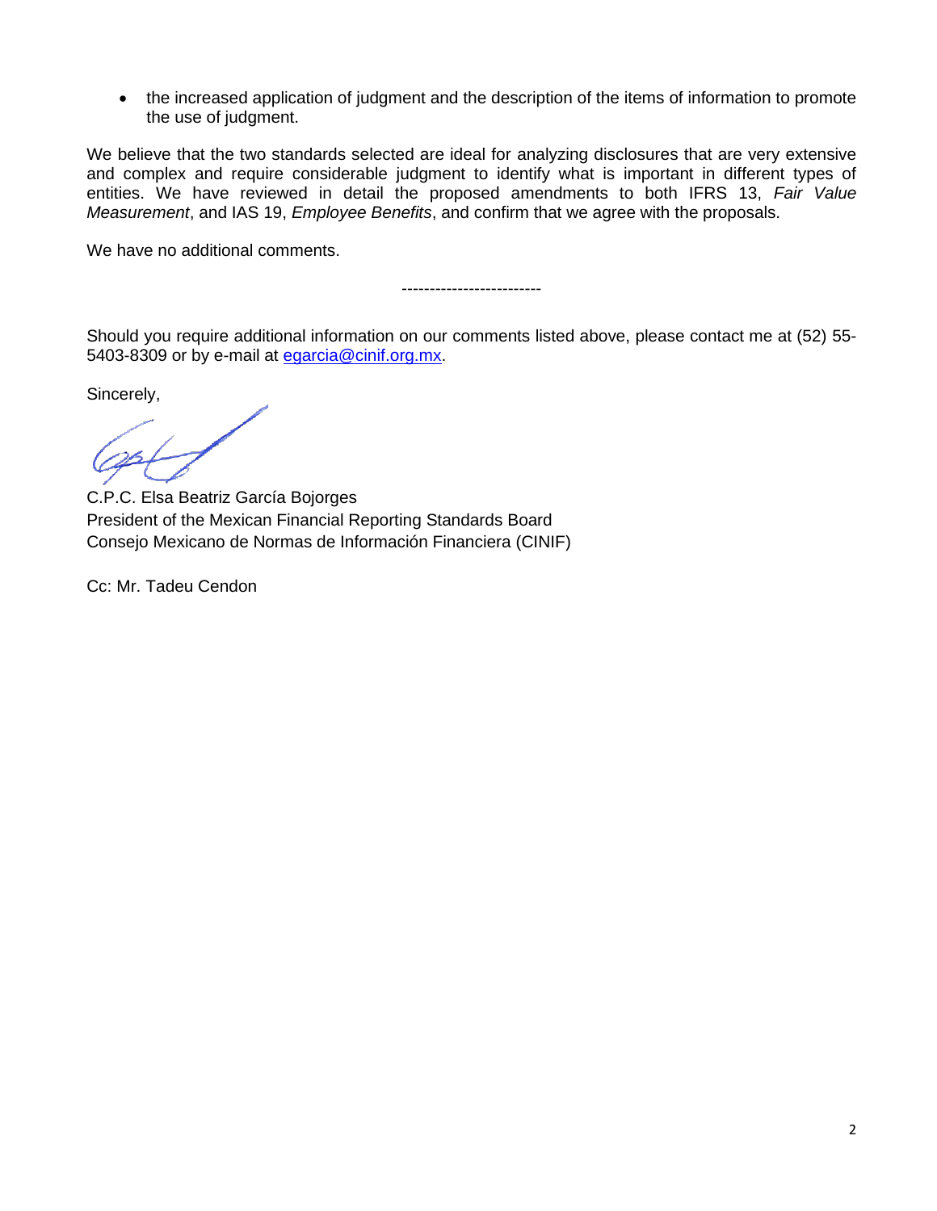- the increased application of judgment and the description of the items of information to promote the use of judgment.

We believe that the two standards selected are ideal for analyzing disclosures that are very extensive and complex and require considerable judgment to identify what is important in different types of entities. We have reviewed in detail the proposed amendments to both IFRS 13, *Fair Value Measurement*, and IAS 19, *Employee Benefits*, and confirm that we agree with the proposals.

We have no additional comments.

-------------------------

Should you require additional information on our comments listed above, please contact me at (52) 55-5403-8309 or by e-mail at egarcia@cinif.org.mx.

Sincerely,

C.P.C. Elsa Beatriz García Bojorges
President of the Mexican Financial Reporting Standards Board
Consejo Mexicano de Normas de Información Financiera (CINIF)

Cc: Mr. Tadeu Cendon